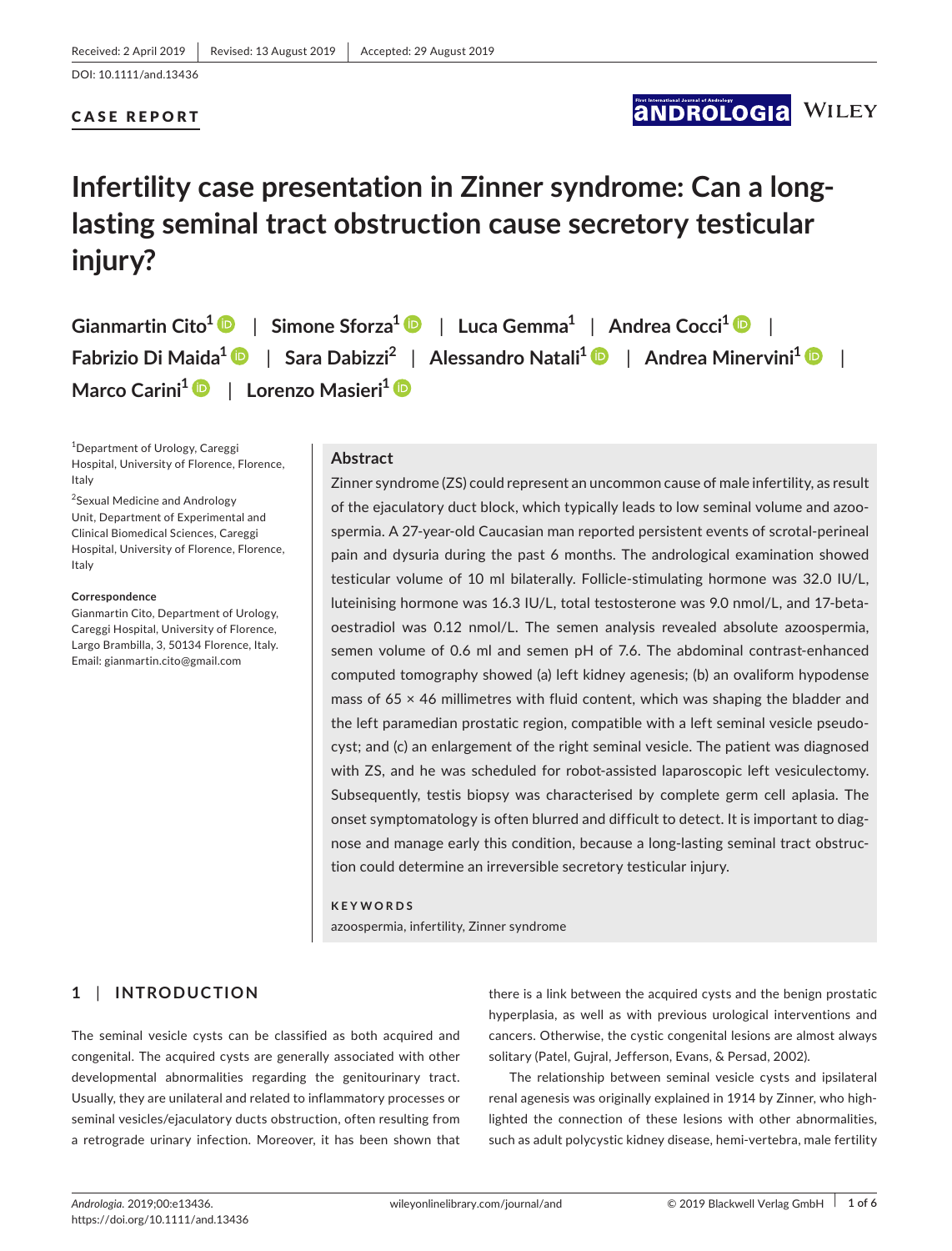Received: 2 April 2019 | Revised: 13 August 2019 | Accepted: 29 August 2019

DOI: 10.1111/and.13436

CASE REPORT

# Infertility case presentation in Zinner syndrome: Can a long-lasting seminal tract obstruction cause secretory testicular injury?

Gianmartin Cito[1] | Simone Sforza[1] | Luca Gemma[1] | Andrea Cocci[1] | Fabrizio Di Maida[1] | Sara Dabizzi[2] | Alessandro Natali[1] | Andrea Minervini[1] | Marco Carini[1] | Lorenzo Masieri[1]

[1]Department of Urology, Careggi Hospital, University of Florence, Florence, Italy

[2]Sexual Medicine and Andrology Unit, Department of Experimental and Clinical Biomedical Sciences, Careggi Hospital, University of Florence, Florence, Italy

**Correspondence**
Gianmartin Cito, Department of Urology, Careggi Hospital, University of Florence, Largo Brambilla, 3, 50134 Florence, Italy.
Email: gianmartin.cito@gmail.com

## Abstract

Zinner syndrome (ZS) could represent an uncommon cause of male infertility, as result of the ejaculatory duct block, which typically leads to low seminal volume and azoospermia. A 27-year-old Caucasian man reported persistent events of scrotal-perineal pain and dysuria during the past 6 months. The andrological examination showed testicular volume of 10 ml bilaterally. Follicle-stimulating hormone was 32.0 IU/L, luteinising hormone was 16.3 IU/L, total testosterone was 9.0 nmol/L, and 17-beta-oestradiol was 0.12 nmol/L. The semen analysis revealed absolute azoospermia, semen volume of 0.6 ml and semen pH of 7.6. The abdominal contrast-enhanced computed tomography showed (a) left kidney agenesis; (b) an ovaliform hypodense mass of 65 × 46 millimetres with fluid content, which was shaping the bladder and the left paramedian prostatic region, compatible with a left seminal vesicle pseudocyst; and (c) an enlargement of the right seminal vesicle. The patient was diagnosed with ZS, and he was scheduled for robot-assisted laparoscopic left vesiculectomy. Subsequently, testis biopsy was characterised by complete germ cell aplasia. The onset symptomatology is often blurred and difficult to detect. It is important to diagnose and manage early this condition, because a long-lasting seminal tract obstruction could determine an irreversible secretory testicular injury.

**KEYWORDS**

azoospermia, infertility, Zinner syndrome

## 1 | INTRODUCTION

The seminal vesicle cysts can be classified as both acquired and congenital. The acquired cysts are generally associated with other developmental abnormalities regarding the genitourinary tract. Usually, they are unilateral and related to inflammatory processes or seminal vesicles/ejaculatory ducts obstruction, often resulting from a retrograde urinary infection. Moreover, it has been shown that there is a link between the acquired cysts and the benign prostatic hyperplasia, as well as with previous urological interventions and cancers. Otherwise, the cystic congenital lesions are almost always solitary (Patel, Gujral, Jefferson, Evans, & Persad, 2002).

The relationship between seminal vesicle cysts and ipsilateral renal agenesis was originally explained in 1914 by Zinner, who highlighted the connection of these lesions with other abnormalities, such as adult polycystic kidney disease, hemi-vertebra, male fertility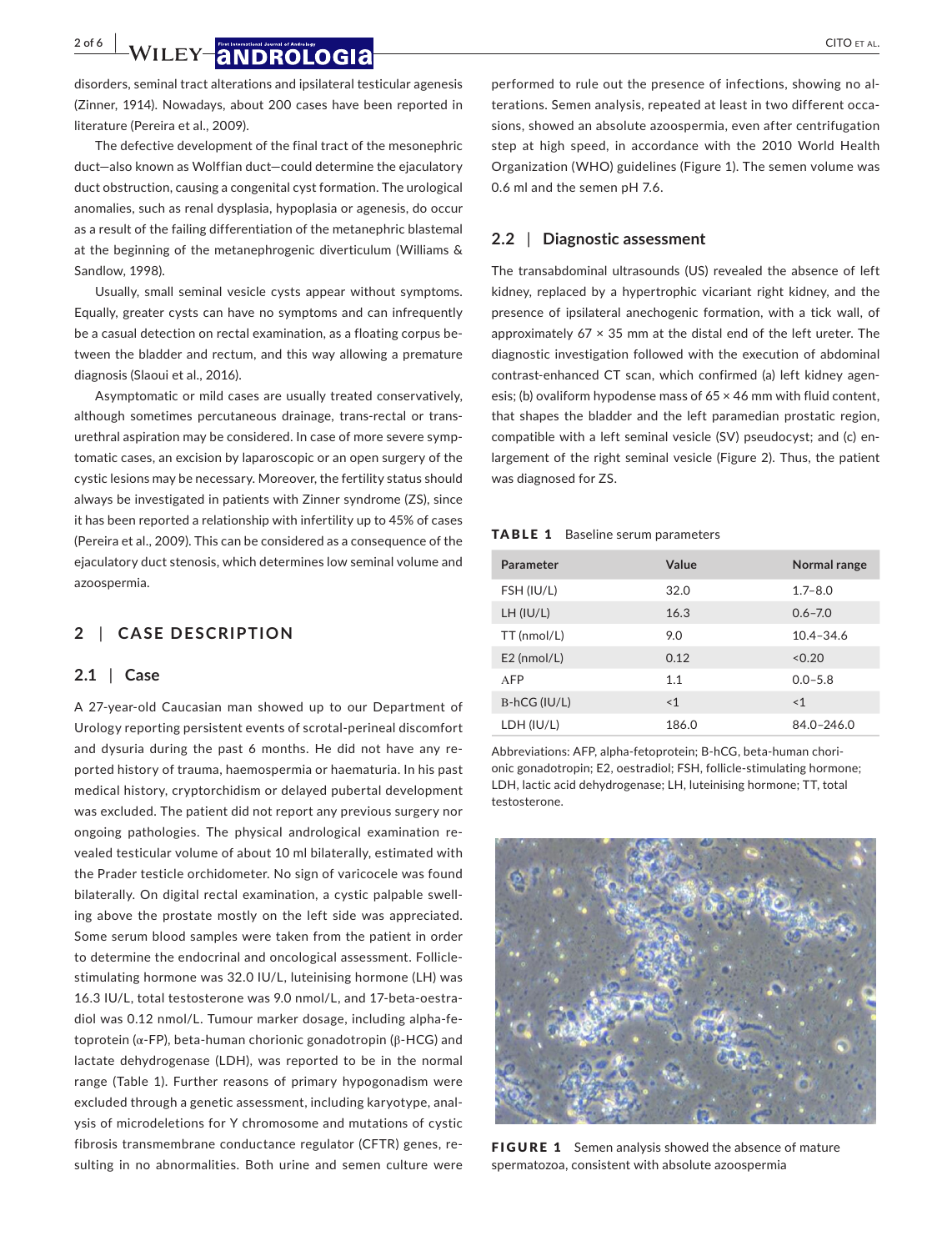disorders, seminal tract alterations and ipsilateral testicular agenesis (Zinner, 1914). Nowadays, about 200 cases have been reported in literature (Pereira et al., 2009).

The defective development of the final tract of the mesonephric duct—also known as Wolffian duct—could determine the ejaculatory duct obstruction, causing a congenital cyst formation. The urological anomalies, such as renal dysplasia, hypoplasia or agenesis, do occur as a result of the failing differentiation of the metanephric blastemal at the beginning of the metanephrogenic diverticulum (Williams & Sandlow, 1998).

Usually, small seminal vesicle cysts appear without symptoms. Equally, greater cysts can have no symptoms and can infrequently be a casual detection on rectal examination, as a floating corpus between the bladder and rectum, and this way allowing a premature diagnosis (Slaoui et al., 2016).

Asymptomatic or mild cases are usually treated conservatively, although sometimes percutaneous drainage, trans-rectal or trans-urethral aspiration may be considered. In case of more severe symptomatic cases, an excision by laparoscopic or an open surgery of the cystic lesions may be necessary. Moreover, the fertility status should always be investigated in patients with Zinner syndrome (ZS), since it has been reported a relationship with infertility up to 45% of cases (Pereira et al., 2009). This can be considered as a consequence of the ejaculatory duct stenosis, which determines low seminal volume and azoospermia.

## 2 | CASE DESCRIPTION

### 2.1 | Case

A 27-year-old Caucasian man showed up to our Department of Urology reporting persistent events of scrotal-perineal discomfort and dysuria during the past 6 months. He did not have any reported history of trauma, haemospermia or haematuria. In his past medical history, cryptorchidism or delayed pubertal development was excluded. The patient did not report any previous surgery nor ongoing pathologies. The physical andrological examination revealed testicular volume of about 10 ml bilaterally, estimated with the Prader testicle orchidometer. No sign of varicocele was found bilaterally. On digital rectal assessment, a cystic palpable swelling above the prostate mostly on the left side was appreciated. Some serum blood samples were taken from the patient in order to determine the endocrinal and oncological assessment. Follicle-stimulating hormone was 32.0 IU/L, luteinising hormone (LH) was 16.3 IU/L, total testosterone was 9.0 nmol/L, and 17-beta-oestradiol was 0.12 nmol/L. Tumour marker dosage, including alpha-fetoprotein (α-FP), beta-human chorionic gonadotropin (β-HCG) and lactate dehydrogenase (LDH), was reported to be in the normal range (Table 1). Further reasons of primary hypogonadism were excluded through a genetic assessment, including karyotype, analysis of microdeletions for Y chromosome and mutations of cystic fibrosis transmembrane conductance regulator (CFTR) genes, resulting in no abnormalities. Both urine and semen culture were performed to rule out the presence of infections, showing no alterations. Semen analysis, repeated at least in two different occasions, showed an absolute azoospermia, even after centrifugation step at high speed, in accordance with the 2010 World Health Organization (WHO) guidelines (Figure 1). The semen volume was 0.6 ml and the semen pH 7.6.

### 2.2 | Diagnostic assessment

The transabdominal ultrasounds (US) revealed the absence of left kidney, replaced by a hypertrophic vicariant right kidney, and the presence of ipsilateral anechogenic formation, with a tick wall, of approximately 67 × 35 mm at the distal end of the left ureter. The diagnostic investigation followed with the execution of abdominal contrast-enhanced CT scan, which confirmed (a) left kidney agenesis; (b) ovaliform hypodense mass of 65 × 46 mm with fluid content, that shapes the bladder and the left paramedian prostatic region, compatible with a left seminal vesicle (SV) pseudocyst; and (c) enlargement of the right seminal vesicle (Figure 2). Thus, the patient was diagnosed for ZS.

**TABLE 1** Baseline serum parameters

| Parameter | Value | Normal range |
|---|---|---|
| FSH (IU/L) | 32.0 | 1.7–8.0 |
| LH (IU/L) | 16.3 | 0.6–7.0 |
| TT (nmol/L) | 9.0 | 10.4–34.6 |
| E2 (nmol/L) | 0.12 | <0.20 |
| AFP | 1.1 | 0.0–5.8 |
| B-hCG (IU/L) | <1 | <1 |
| LDH (IU/L) | 186.0 | 84.0–246.0 |

Abbreviations: AFP, alpha-fetoprotein; B-hCG, beta-human chorionic gonadotropin; E2, oestradiol; FSH, follicle-stimulating hormone; LDH, lactic acid dehydrogenase; LH, luteinising hormone; TT, total testosterone.

**FIGURE 1** Semen analysis showed the absence of mature spermatozoa, consistent with absolute azoospermia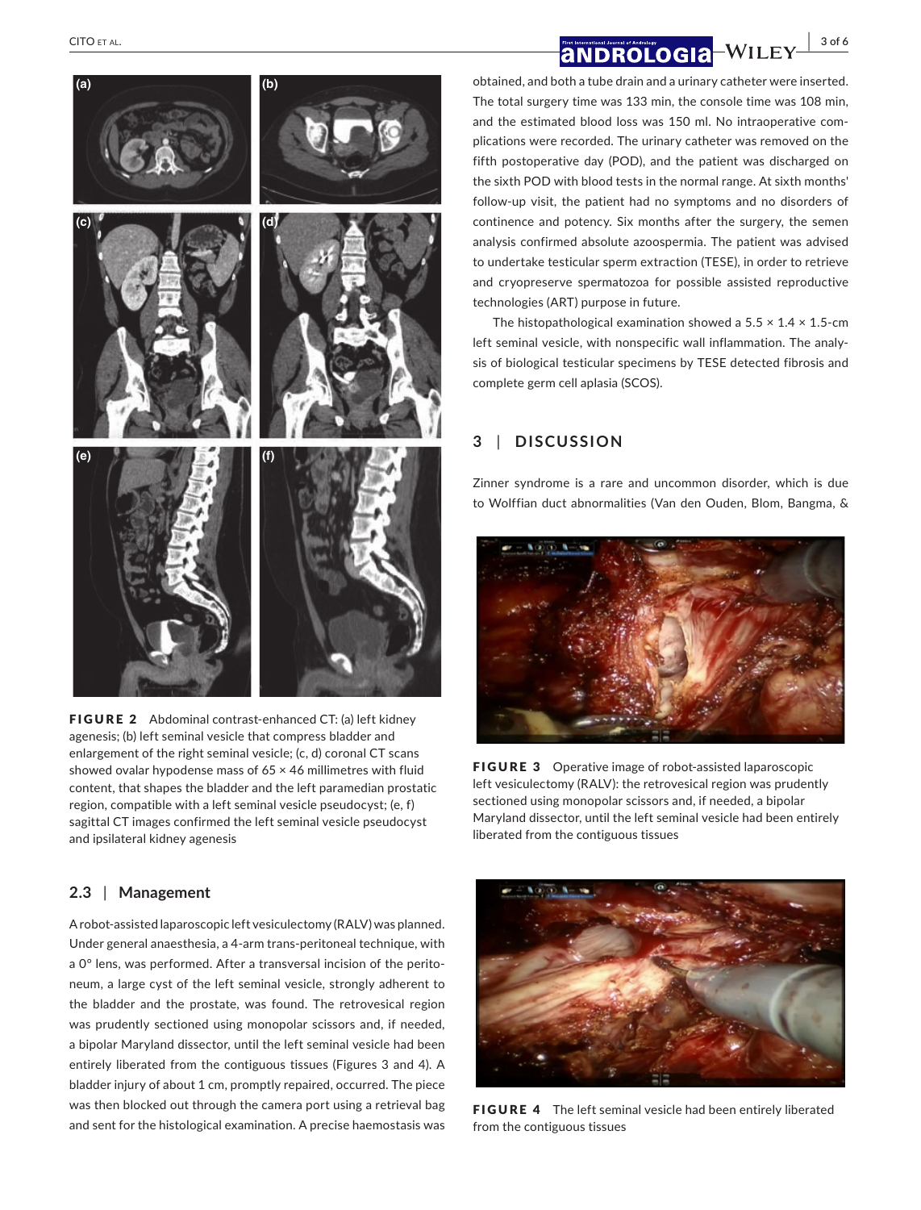FIGURE 2 Abdominal contrast-enhanced CT: (a) left kidney agenesis; (b) left seminal vesicle that compress bladder and enlargement of the right seminal vesicle; (c, d) coronal CT scans showed ovalar hypodense mass of 65 × 46 millimetres with fluid content, that shapes the bladder and the left paramedian prostatic region, compatible with a left seminal vesicle pseudocyst; (e, f) sagittal CT images confirmed the left seminal vesicle pseudocyst and ipsilateral kidney agenesis

### 2.3 | Management

A robot-assisted laparoscopic left vesiculectomy (RALV) was planned. Under general anaesthesia, a 4-arm trans-peritoneal technique, with a 0° lens, was performed. After a transversal incision of the peritoneum, a large cyst of the left seminal vesicle, strongly adherent to the bladder and the prostate, was found. The retrovesical region was prudently sectioned using monopolar scissors and, if needed, a bipolar Maryland dissector, until the left seminal vesicle had been entirely liberated from the contiguous tissues (Figures 3 and 4). A bladder injury of about 1 cm, promptly repaired, occurred. The piece was then blocked out through the camera port using a retrieval bag and sent for the histological examination. A precise haemostasis was obtained, and both a tube drain and a urinary catheter were inserted. The total surgery time was 133 min, the console time was 108 min, and the estimated blood loss was 150 ml. No intraoperative complications were recorded. The urinary catheter was removed on the fifth postoperative day (POD), and the patient was discharged on the sixth POD with blood tests in the normal range. At sixth months' follow-up visit, the patient had no symptoms and no disorders of continence and potency. Six months after the surgery, the semen analysis confirmed absolute azoospermia. The patient was advised to undertake testicular sperm extraction (TESE), in order to retrieve and cryopreserve spermatozoa for possible assisted reproductive technologies (ART) purpose in future.

The histopathological examination showed a 5.5 × 1.4 × 1.5-cm left seminal vesicle, with nonspecific wall inflammation. The analysis of biological testicular specimens by TESE detected fibrosis and complete germ cell aplasia (SCOS).

## 3 | DISCUSSION

Zinner syndrome is a rare and uncommon disorder, which is due to Wolffian duct abnormalities (Van den Ouden, Blom, Bangma, &

FIGURE 3 Operative image of robot-assisted laparoscopic left vesiculectomy (RALV): the retrovesical region was prudently sectioned using monopolar scissors and, if needed, a bipolar Maryland dissector, until the left seminal vesicle had been entirely liberated from the contiguous tissues

FIGURE 4 The left seminal vesicle had been entirely liberated from the contiguous tissues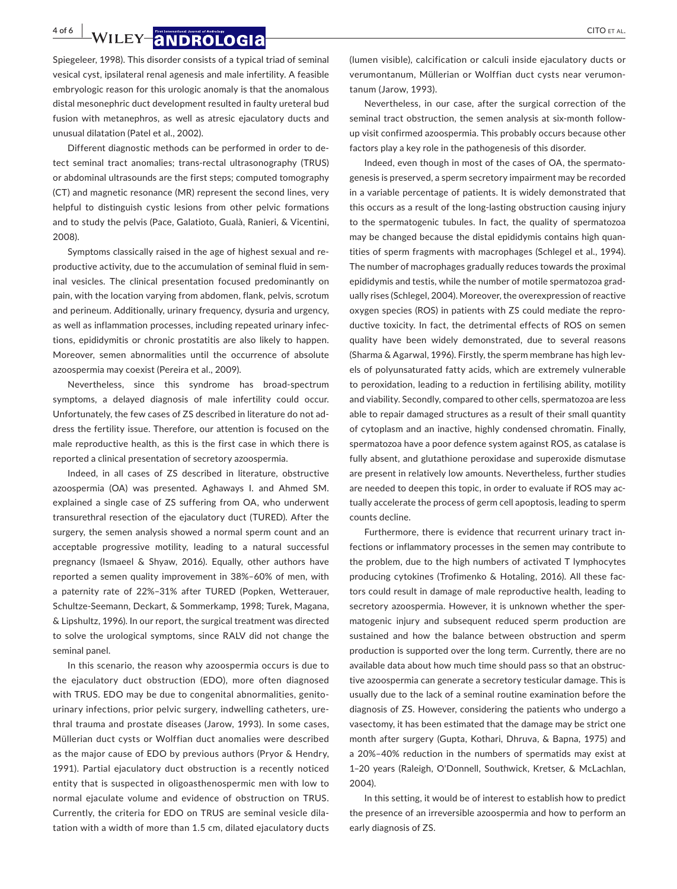Spiegeleer, 1998). This disorder consists of a typical triad of seminal vesical cyst, ipsilateral renal agenesis and male infertility. A feasible embryologic reason for this urologic anomaly is that the anomalous distal mesonephric duct development resulted in faulty ureteral bud fusion with metanephros, as well as atresic ejaculatory ducts and unusual dilatation (Patel et al., 2002).

Different diagnostic methods can be performed in order to detect seminal tract anomalies; trans-rectal ultrasonography (TRUS) or abdominal ultrasounds are the first steps; computed tomography (CT) and magnetic resonance (MR) represent the second lines, very helpful to distinguish cystic lesions from other pelvic formations and to study the pelvis (Pace, Galatioto, Gualà, Ranieri, & Vicentini, 2008).

Symptoms classically raised in the age of highest sexual and reproductive activity, due to the accumulation of seminal fluid in seminal vesicles. The clinical presentation focused predominantly on pain, with the location varying from abdomen, flank, pelvis, scrotum and perineum. Additionally, urinary frequency, dysuria and urgency, as well as inflammation processes, including repeated urinary infections, epididymitis or chronic prostatitis are also likely to happen. Moreover, semen abnormalities until the occurrence of absolute azoospermia may coexist (Pereira et al., 2009).

Nevertheless, since this syndrome has broad-spectrum symptoms, a delayed diagnosis of male infertility could occur. Unfortunately, the few cases of ZS described in literature do not address the fertility issue. Therefore, our attention is focused on the male reproductive health, as this is the first case in which there is reported a clinical presentation of secretory azoospermia.

Indeed, in all cases of ZS described in literature, obstructive azoospermia (OA) was presented. Aghaways I. and Ahmed SM. explained a single case of ZS suffering from OA, who underwent transurethral resection of the ejaculatory duct (TURED). After the surgery, the semen analysis showed a normal sperm count and an acceptable progressive motility, leading to a natural successful pregnancy (Ismaeel & Shyaw, 2016). Equally, other authors have reported a semen quality improvement in 38%–60% of men, with a paternity rate of 22%–31% after TURED (Popken, Wetterauer, Schultze-Seemann, Deckart, & Sommerkamp, 1998; Turek, Magana, & Lipshultz, 1996). In our report, the surgical treatment was directed to solve the urological symptoms, since RALV did not change the seminal panel.

In this scenario, the reason why azoospermia occurs is due to the ejaculatory duct obstruction (EDO), more often diagnosed with TRUS. EDO may be due to congenital abnormalities, genitourinary infections, prior pelvic surgery, indwelling catheters, urethral trauma and prostate diseases (Jarow, 1993). In some cases, Müllerian duct cysts or Wolffian duct anomalies were described as the major cause of EDO by previous authors (Pryor & Hendry, 1991). Partial ejaculatory duct obstruction is a recently noticed entity that is suspected in oligoasthenospermic men with low to normal ejaculate volume and evidence of obstruction on TRUS. Currently, the criteria for EDO on TRUS are seminal vesicle dilatation with a width of more than 1.5 cm, dilated ejaculatory ducts (lumen visible), calcification or calculi inside ejaculatory ducts or verumontanum, Müllerian or Wolffian duct cysts near verumontanum (Jarow, 1993).

Nevertheless, in our case, after the surgical correction of the seminal tract obstruction, the semen analysis at six-month follow-up visit confirmed azoospermia. This probably occurs because other factors play a key role in the pathogenesis of this disorder.

Indeed, even though in most of the cases of OA, the spermatogenesis is preserved, a sperm secretory impairment may be recorded in a variable percentage of patients. It is widely demonstrated that this occurs as a result of the long-lasting obstruction causing injury to the spermatogenic tubules. In fact, the quality of spermatozoa may be changed because the distal epididymis contains high quantities of sperm fragments with macrophages (Schlegel et al., 1994). The number of macrophages gradually reduces towards the proximal epididymis and testis, while the number of motile spermatozoa gradually rises (Schlegel, 2004). Moreover, the overexpression of reactive oxygen species (ROS) in patients with ZS could mediate the reproductive toxicity. In fact, the detrimental effects of ROS on semen quality have been widely demonstrated, due to several reasons (Sharma & Agarwal, 1996). Firstly, the sperm membrane has high levels of polyunsaturated fatty acids, which are extremely vulnerable to peroxidation, leading to a reduction in fertilising ability, motility and viability. Secondly, compared to other cells, spermatozoa are less able to repair damaged structures as a result of their small quantity of cytoplasm and an inactive, highly condensed chromatin. Finally, spermatozoa have a poor defence system against ROS, as catalase is fully absent, and glutathione peroxidase and superoxide dismutase are present in relatively low amounts. Nevertheless, further studies are needed to deepen this topic, in order to evaluate if ROS may actually accelerate the process of germ cell apoptosis, leading to sperm counts decline.

Furthermore, there is evidence that recurrent urinary tract infections or inflammatory processes in the semen may contribute to the problem, due to the high numbers of activated T lymphocytes producing cytokines (Trofimenko & Hotaling, 2016). All these factors could result in damage of male reproductive health, leading to secretory azoospermia. However, it is unknown whether the spermatogenic injury and subsequent reduced sperm production are sustained and how the balance between obstruction and sperm production is supported over the long term. Currently, there are no available data about how much time should pass so that an obstructive azoospermia can generate a secretory testicular damage. This is usually due to the lack of a seminal routine examination before the diagnosis of ZS. However, considering the patients who undergo a vasectomy, it has been estimated that the damage may be strict one month after surgery (Gupta, Kothari, Dhruva, & Bapna, 1975) and a 20%–40% reduction in the numbers of spermatids may exist at 1–20 years (Raleigh, O'Donnell, Southwick, Kretser, & McLachlan, 2004).

In this setting, it would be of interest to establish how to predict the presence of an irreversible azoospermia and how to perform an early diagnosis of ZS.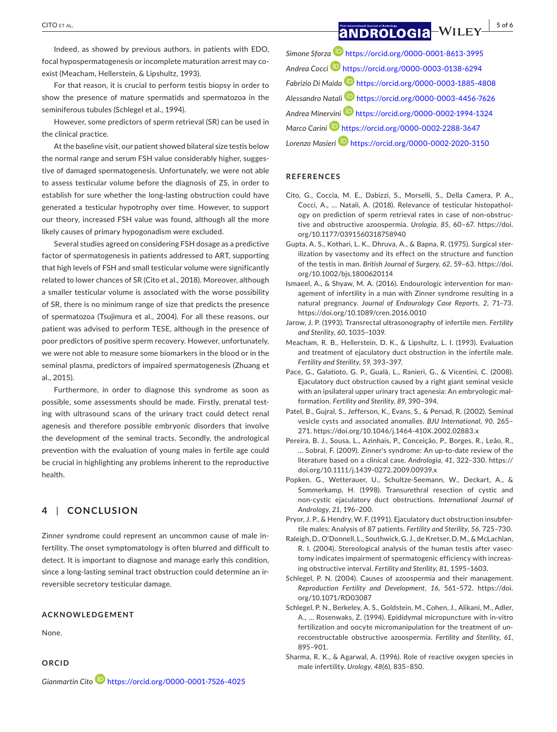Indeed, as showed by previous authors, in patients with EDO, focal hypospermatogenesis or incomplete maturation arrest may co-exist (Meacham, Hellerstein, & Lipshultz, 1993).

For that reason, it is crucial to perform testis biopsy in order to show the presence of mature spermatids and spermatozoa in the seminiferous tubules (Schlegel et al., 1994).

However, some predictors of sperm retrieval (SR) can be used in the clinical practice.

At the baseline visit, our patient showed bilateral size testis below the normal range and serum FSH value considerably higher, suggestive of damaged spermatogenesis. Unfortunately, we were not able to assess testicular volume before the diagnosis of ZS, in order to establish for sure whether the long-lasting obstruction could have generated a testicular hypotrophy over time. However, to support our theory, increased FSH value was found, although all the more likely causes of primary hypogonadism were excluded.

Several studies agreed on considering FSH dosage as a predictive factor of spermatogenesis in patients addressed to ART, supporting that high levels of FSH and small testicular volume were significantly related to lower chances of SR (Cito et al., 2018). Moreover, although a smaller testicular volume is associated with the worse possibility of SR, there is no minimum range of size that predicts the presence of spermatozoa (Tsujimura et al., 2004). For all these reasons, our patient was advised to perform TESE, although in the presence of poor predictors of positive sperm recovery. However, unfortunately, we were not able to measure some biomarkers in the blood or in the seminal plasma, predictors of impaired spermatogenesis (Zhuang et al., 2015).

Furthermore, in order to diagnose this syndrome as soon as possible, some assessments should be made. Firstly, prenatal testing with ultrasound scans of the urinary tract could detect renal agenesis and therefore possible embryonic disorders that involve the development of the seminal tracts. Secondly, the andrological prevention with the evaluation of young males in fertile age could be crucial in highlighting any problems inherent to the reproductive health.

## 4 | CONCLUSION

Zinner syndrome could represent an uncommon cause of male infertility. The onset symptomatology is often blurred and difficult to detect. It is important to diagnose and manage early this condition, since a long-lasting seminal tract obstruction could determine an irreversible secretory testicular damage.

### ACKNOWLEDGEMENT

None.

### ORCID

*Gianmartin Cito* https://orcid.org/0000-0001-7526-4025

*Simone Sforza* https://orcid.org/0000-0001-8613-3995

*Andrea Cocci* https://orcid.org/0000-0003-0138-6294

*Fabrizio Di Maida* https://orcid.org/0000-0003-1885-4808

*Alessandro Natali* https://orcid.org/0000-0003-4456-7626

*Andrea Minervini* https://orcid.org/0000-0002-1994-1324

*Marco Carini* https://orcid.org/0000-0002-2288-3647

*Lorenzo Masieri* https://orcid.org/0000-0002-2020-3150

### REFERENCES

Cito, G., Coccia, M. E., Dabizzi, S., Morselli, S., Della Camera, P. A., Cocci, A., … Natali, A. (2018). Relevance of testicular histopathology on prediction of sperm retrieval rates in case of non-obstructive and obstructive azoospermia. *Urologia*, *85*, 60–67. https://doi.org/10.1177/0391560318758940

Gupta, A. S., Kothari, L. K., Dhruva, A., & Bapna, R. (1975). Surgical sterilization by vasectomy and its effect on the structure and function of the testis in man. *British Journal of Surgery*, *62*, 59–63. https://doi.org/10.1002/bjs.1800620114

Ismaeel, A., & Shyaw, M. A. (2016). Endourologic intervention for management of infertility in a man with Zinner syndrome resulting in a natural pregnancy. *Journal of Endourology Case Reports*, *2*, 71–73. https://doi.org/10.1089/cren.2016.0010

Jarow, J. P. (1993). Transrectal ultrasonography of infertile men. *Fertility and Sterility*, *60*, 1035–1039.

Meacham, R. B., Hellerstein, D. K., & Lipshultz, L. I. (1993). Evaluation and treatment of ejaculatory duct obstruction in the infertile male. *Fertility and Sterility*, *59*, 393–397.

Pace, G., Galatioto, G. P., Gualà, L., Ranieri, G., & Vicentini, C. (2008). Ejaculatory duct obstruction caused by a right giant seminal vesicle with an ipsilateral upper urinary tract agenesia: An embryologic malformation. *Fertility and Sterility*, *89*, 390–394.

Patel, B., Gujral, S., Jefferson, K., Evans, S., & Persad, R. (2002). Seminal vesicle cysts and associated anomalies. *BJU International*, *90*, 265–271. https://doi.org/10.1046/j.1464-410X.2002.02883.x

Pereira, B. J., Sousa, L., Azinhais, P., Conceição, P., Borges, R., Leão, R., … Sobral, F. (2009). Zinner's syndrome: An up-to-date review of the literature based on a clinical case. *Andrologia*, *41*, 322–330. https://doi.org/10.1111/j.1439-0272.2009.00939.x

Popken, G., Wetterauer, U., Schultze-Seemann, W., Deckart, A., & Sommerkamp, H. (1998). Transurethral resection of cystic and non-cystic ejaculatory duct obstructions. *International Journal of Andrology*, *21*, 196–200.

Pryor, J. P., & Hendry, W. F. (1991). Ejaculatory duct obstruction insubfertile males: Analysis of 87 patients. *Fertility and Sterility*, *56*, 725–730.

Raleigh, D., O'Donnell, L., Southwick, G. J., de Kretser, D. M., & McLachlan, R. I. (2004). Stereological analysis of the human testis after vasectomy indicates impairment of spermatogenic efficiency with increasing obstructive interval. *Fertility and Sterility*, *81*, 1595–1603.

Schlegel, P. N. (2004). Causes of azoospermia and their management. *Reproduction Fertility and Development*, *16*, 561–572. https://doi.org/10.1071/RD03087

Schlegel, P. N., Berkeley, A. S., Goldstein, M., Cohen, J., Alikani, M., Adler, A., … Rosenwaks, Z. (1994). Epididymal micropuncture with in-vitro fertilization and oocyte micromanipulation for the treatment of unreconstructable obstructive azoospermia. *Fertility and Sterility*, *61*, 895–901.

Sharma, R. K., & Agarwal, A. (1996). Role of reactive oxygen species in male infertility. *Urology*, *48*(6), 835–850.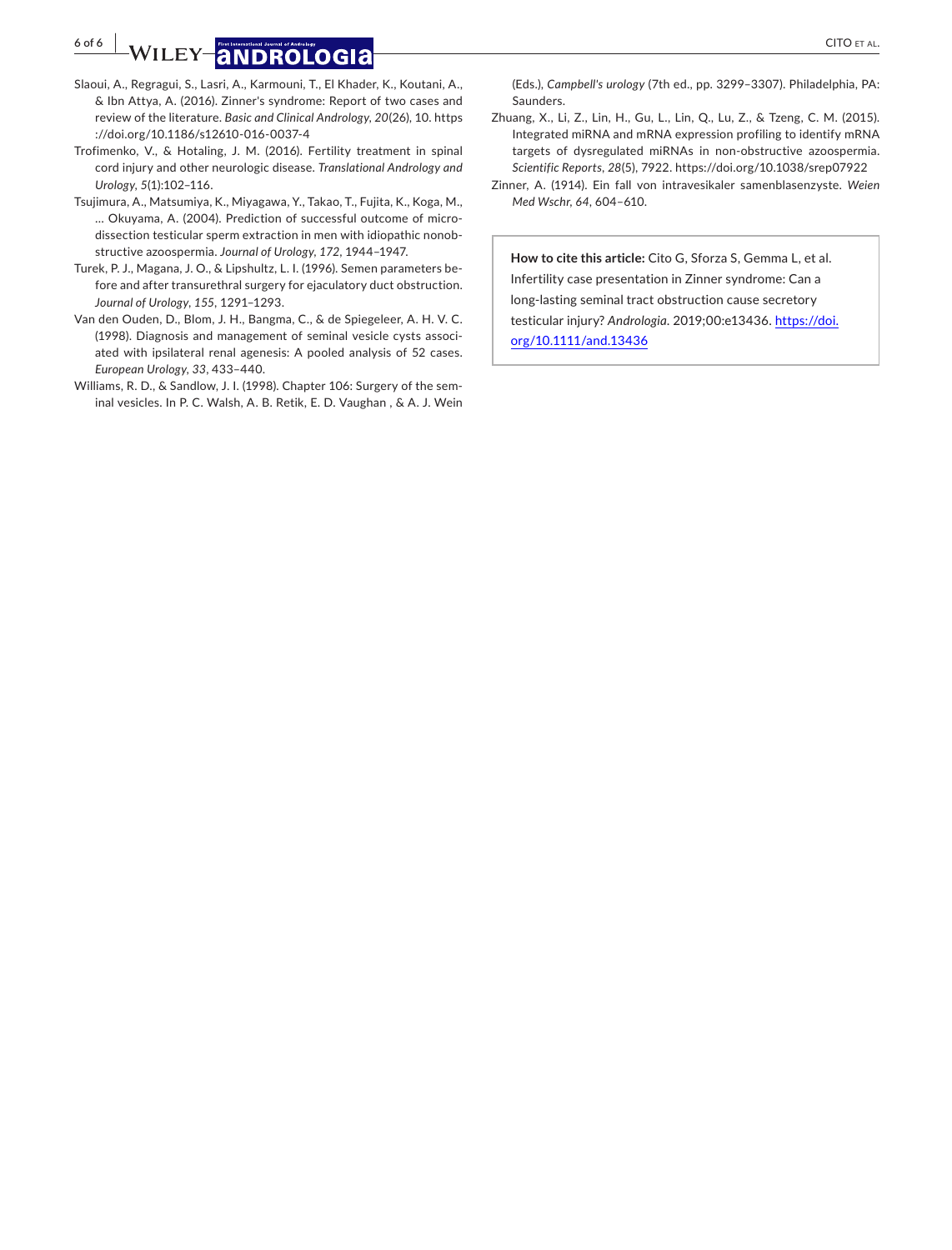Slaoui, A., Regragui, S., Lasri, A., Karmouni, T., El Khader, K., Koutani, A., & Ibn Attya, A. (2016). Zinner's syndrome: Report of two cases and review of the literature. *Basic and Clinical Andrology*, *20*(26), 10. https://doi.org/10.1186/s12610-016-0037-4

Trofimenko, V., & Hotaling, J. M. (2016). Fertility treatment in spinal cord injury and other neurologic disease. *Translational Andrology and Urology*, *5*(1):102–116.

Tsujimura, A., Matsumiya, K., Miyagawa, Y., Takao, T., Fujita, K., Koga, M., ... Okuyama, A. (2004). Prediction of successful outcome of microdissection testicular sperm extraction in men with idiopathic nonobstructive azoospermia. *Journal of Urology*, *172*, 1944–1947.

Turek, P. J., Magana, J. O., & Lipshultz, L. I. (1996). Semen parameters before and after transurethral surgery for ejaculatory duct obstruction. *Journal of Urology*, *155*, 1291–1293.

Van den Ouden, D., Blom, J. H., Bangma, C., & de Spiegeleer, A. H. V. C. (1998). Diagnosis and management of seminal vesicle cysts associated with ipsilateral renal agenesis: A pooled analysis of 52 cases. *European Urology*, *33*, 433–440.

Williams, R. D., & Sandlow, J. I. (1998). Chapter 106: Surgery of the seminal vesicles. In P. C. Walsh, A. B. Retik, E. D. Vaughan , & A. J. Wein (Eds.), *Campbell's urology* (7th ed., pp. 3299–3307). Philadelphia, PA: Saunders.

Zhuang, X., Li, Z., Lin, H., Gu, L., Lin, Q., Lu, Z., & Tzeng, C. M. (2015). Integrated miRNA and mRNA expression profiling to identify mRNA targets of dysregulated miRNAs in non-obstructive azoospermia. *Scientific Reports*, *28*(5), 7922. https://doi.org/10.1038/srep07922

Zinner, A. (1914). Ein fall von intravesikaler samenblasenzyste. *Weien Med Wschr*, *64*, 604–610.

**How to cite this article:** Cito G, Sforza S, Gemma L, et al. Infertility case presentation in Zinner syndrome: Can a long-lasting seminal tract obstruction cause secretory testicular injury? *Andrologia*. 2019;00:e13436. https://doi.org/10.1111/and.13436